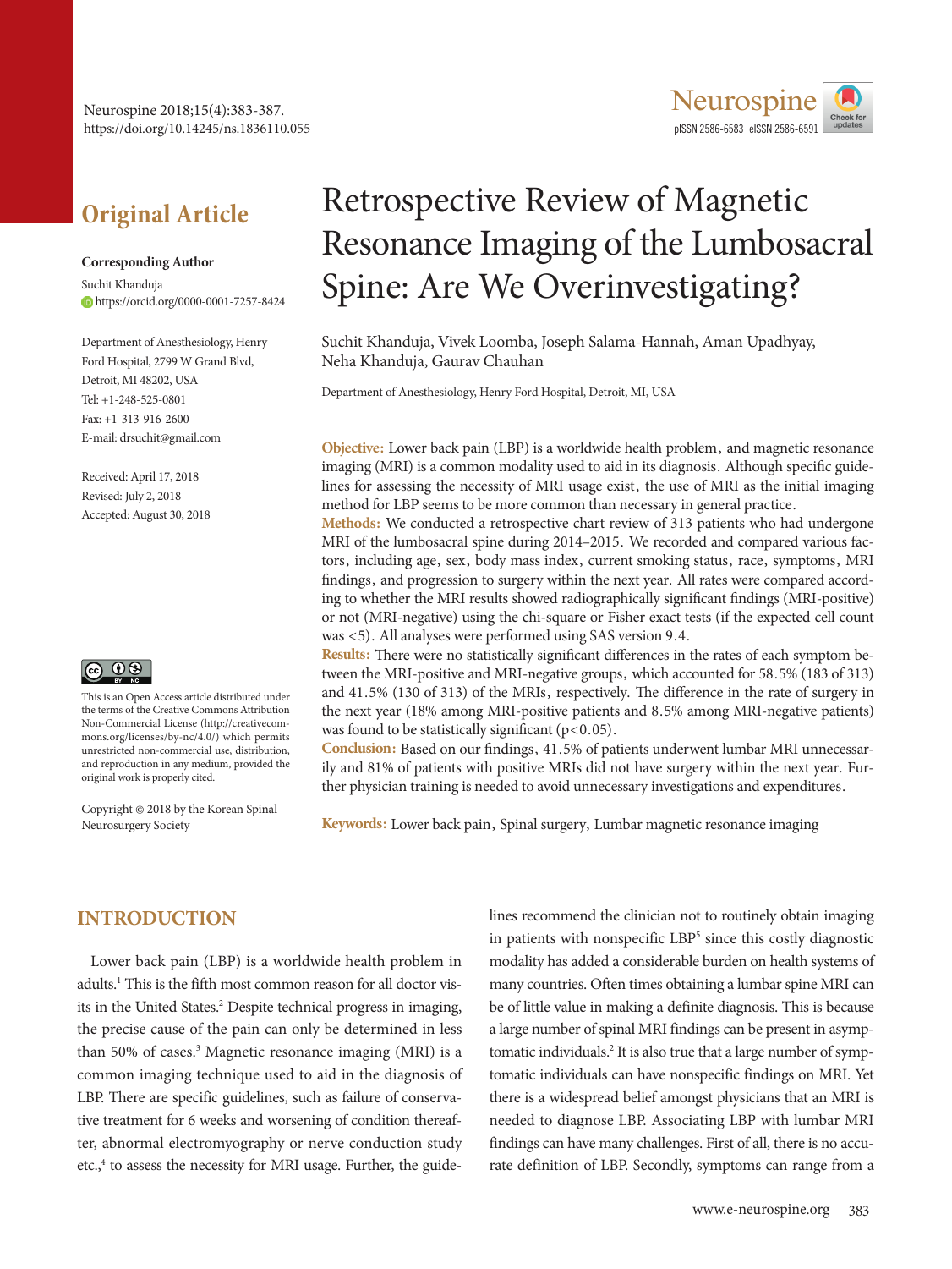# Retrospective Review of Magnetic Resonance Imaging of the Lumbosacral Spine: Are We Overinvestigating?

Suchit Khanduja, Vivek Loomba, Joseph Salama-Hannah, Aman Upadhyay, Neha Khanduja, Gaurav Chauhan

Department of Anesthesiology, Henry Ford Hospital, Detroit, MI, USA

**Original Article**

**Corresponding Author**
Suchit Khanduja
https://orcid.org/0000-0001-7257-8424

Department of Anesthesiology, Henry Ford Hospital, 2799 W Grand Blvd, Detroit, MI 48202, USA
Tel: +1-248-525-0801
Fax: +1-313-916-2600
E-mail: drsuchit@gmail.com

Received: April 17, 2018
Revised: July 2, 2018
Accepted: August 30, 2018

This is an Open Access article distributed under the terms of the Creative Commons Attribution Non-Commercial License (http://creativecommons.org/licenses/by-nc/4.0/) which permits unrestricted non-commercial use, distribution, and reproduction in any medium, provided the original work is properly cited.

Copyright © 2018 by the Korean Spinal Neurosurgery Society

**Objective:** Lower back pain (LBP) is a worldwide health problem, and magnetic resonance imaging (MRI) is a common modality used to aid in its diagnosis. Although specific guidelines for assessing the necessity of MRI usage exist, the use of MRI as the initial imaging method for LBP seems to be more common than necessary in general practice.

**Methods:** We conducted a retrospective chart review of 313 patients who had undergone MRI of the lumbosacral spine during 2014–2015. We recorded and compared various factors, including age, sex, body mass index, current smoking status, race, symptoms, MRI findings, and progression to surgery within the next year. All rates were compared according to whether the MRI results showed radiographically significant findings (MRI-positive) or not (MRI-negative) using the chi-square or Fisher exact tests (if the expected cell count was <5). All analyses were performed using SAS version 9.4.

**Results:** There were no statistically significant differences in the rates of each symptom between the MRI-positive and MRI-negative groups, which accounted for 58.5% (183 of 313) and 41.5% (130 of 313) of the MRIs, respectively. The difference in the rate of surgery in the next year (18% among MRI-positive patients and 8.5% among MRI-negative patients) was found to be statistically significant ($p<0.05$).

**Conclusion:** Based on our findings, 41.5% of patients underwent lumbar MRI unnecessarily and 81% of patients with positive MRIs did not have surgery within the next year. Further physician training is needed to avoid unnecessary investigations and expenditures.

**Keywords:** Lower back pain, Spinal surgery, Lumbar magnetic resonance imaging

## INTRODUCTION

Lower back pain (LBP) is a worldwide health problem in adults.[1] This is the fifth most common reason for all doctor visits in the United States.[2] Despite technical progress in imaging, the precise cause of the pain can only be determined in less than 50% of cases.[3] Magnetic resonance imaging (MRI) is a common imaging technique used to aid in the diagnosis of LBP. There are specific guidelines, such as failure of conservative treatment for 6 weeks and worsening of condition thereafter, abnormal electromyography or nerve conduction study etc.,[4] to assess the necessity for MRI usage. Further, the guidelines recommend the clinician not to routinely obtain imaging in patients with nonspecific LBP[5] since this costly diagnostic modality has added a considerable burden on health systems of many countries. Often times obtaining a lumbar spine MRI can be of little value in making a definite diagnosis. This is because a large number of spinal MRI findings can be present in asymptomatic individuals.[2] It is also true that a large number of symptomatic individuals can have nonspecific findings on MRI. Yet there is a widespread belief amongst physicians that an MRI is needed to diagnose LBP. Associating LBP with lumbar MRI findings can have many challenges. First of all, there is no accurate definition of LBP. Secondly, symptoms can range from a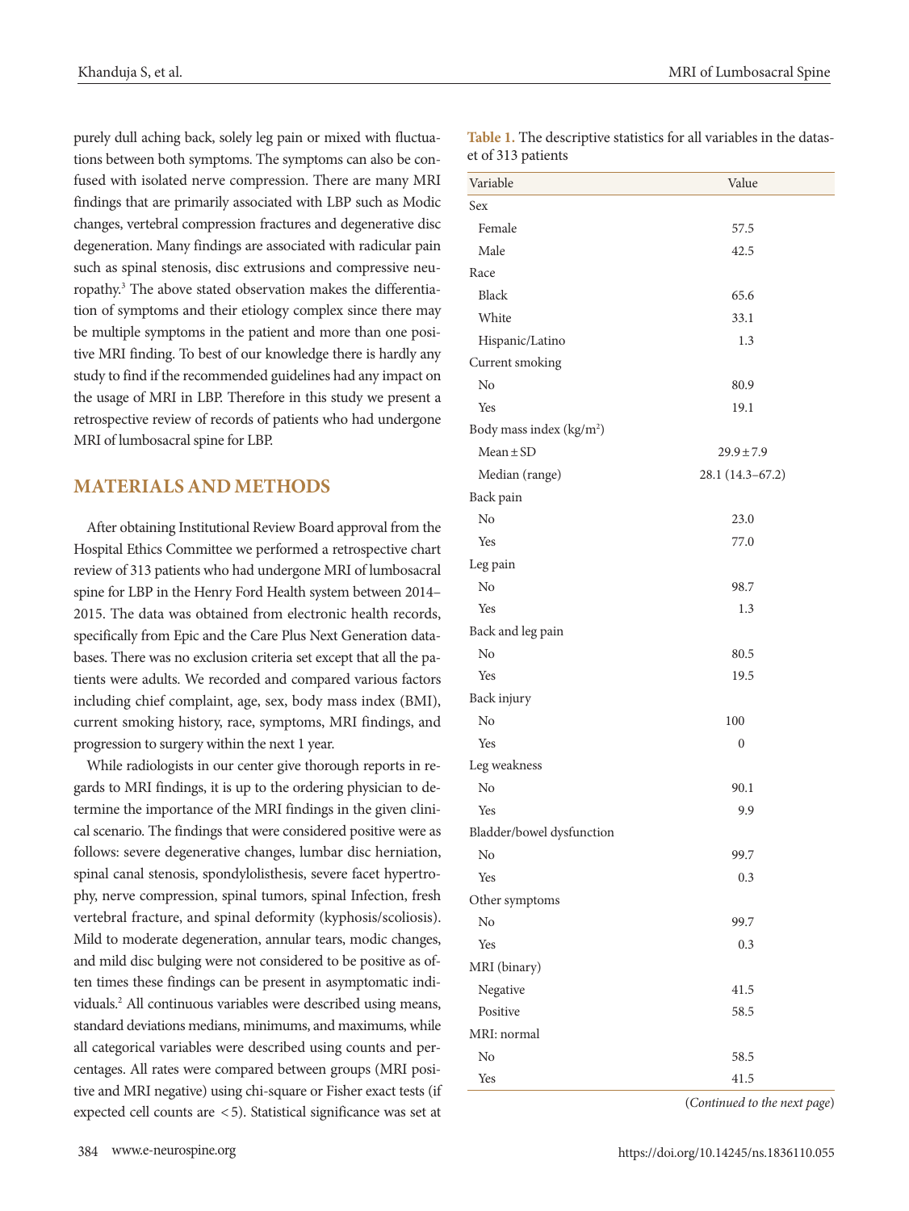purely dull aching back, solely leg pain or mixed with fluctuations between both symptoms. The symptoms can also be confused with isolated nerve compression. There are many MRI findings that are primarily associated with LBP such as Modic changes, vertebral compression fractures and degenerative disc degeneration. Many findings are associated with radicular pain such as spinal stenosis, disc extrusions and compressive neuropathy.[3] The above stated observation makes the differentiation of symptoms and their etiology complex since there may be multiple symptoms in the patient and more than one positive MRI finding. To best of our knowledge there is hardly any study to find if the recommended guidelines had any impact on the usage of MRI in LBP. Therefore in this study we present a retrospective review of records of patients who had undergone MRI of lumbosacral spine for LBP.

## MATERIALS AND METHODS

After obtaining Institutional Review Board approval from the Hospital Ethics Committee we performed a retrospective chart review of 313 patients who had undergone MRI of lumbosacral spine for LBP in the Henry Ford Health system between 2014–2015. The data was obtained from electronic health records, specifically from Epic and the Care Plus Next Generation databases. There was no exclusion criteria set except that all the patients were adults. We recorded and compared various factors including chief complaint, age, sex, body mass index (BMI), current smoking history, race, symptoms, MRI findings, and progression to surgery within the next 1 year.

While radiologists in our center give thorough reports in regards to MRI findings, it is up to the ordering physician to determine the importance of the MRI findings in the given clinical scenario. The findings that were considered positive were as follows: severe degenerative changes, lumbar disc herniation, spinal canal stenosis, spondylolisthesis, severe facet hypertrophy, nerve compression, spinal tumors, spinal Infection, fresh vertebral fracture, and spinal deformity (kyphosis/scoliosis). Mild to moderate degeneration, annular tears, modic changes, and mild disc bulging were not considered to be positive as often times these findings can be present in asymptomatic individuals.[2] All continuous variables were described using means, standard deviations medians, minimums, and maximums, while all categorical variables were described using counts and percentages. All rates were compared between groups (MRI positive and MRI negative) using chi-square or Fisher exact tests (if expected cell counts are < 5). Statistical significance was set at

**Table 1.** The descriptive statistics for all variables in the dataset of 313 patients

| Variable | Value |
|---|---|
| Sex | |
| Female | 57.5 |
| Male | 42.5 |
| Race | |
| Black | 65.6 |
| White | 33.1 |
| Hispanic/Latino | 1.3 |
| Current smoking | |
| No | 80.9 |
| Yes | 19.1 |
| Body mass index (kg/m$^2$) | |
| Mean ± SD | 29.9 ± 7.9 |
| Median (range) | 28.1 (14.3–67.2) |
| Back pain | |
| No | 23.0 |
| Yes | 77.0 |
| Leg pain | |
| No | 98.7 |
| Yes | 1.3 |
| Back and leg pain | |
| No | 80.5 |
| Yes | 19.5 |
| Back injury | |
| No | 100 |
| Yes | 0 |
| Leg weakness | |
| No | 90.1 |
| Yes | 9.9 |
| Bladder/bowel dysfunction | |
| No | 99.7 |
| Yes | 0.3 |
| Other symptoms | |
| No | 99.7 |
| Yes | 0.3 |
| MRI (binary) | |
| Negative | 41.5 |
| Positive | 58.5 |
| MRI: normal | |
| No | 58.5 |
| Yes | 41.5 |

(*Continued to the next page*)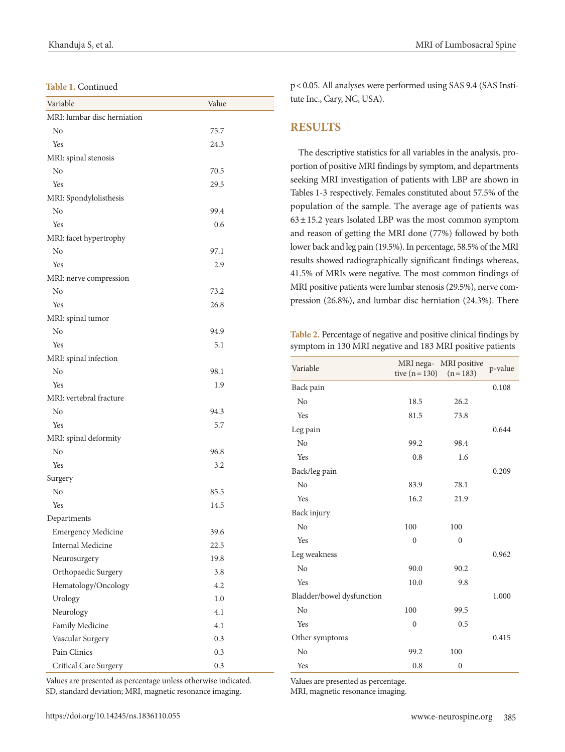**Table 1.** Continued

| Variable | Value |
|---|---|
| MRI: lumbar disc herniation | |
| No | 75.7 |
| Yes | 24.3 |
| MRI: spinal stenosis | |
| No | 70.5 |
| Yes | 29.5 |
| MRI: Spondylolisthesis | |
| No | 99.4 |
| Yes | 0.6 |
| MRI: facet hypertrophy | |
| No | 97.1 |
| Yes | 2.9 |
| MRI: nerve compression | |
| No | 73.2 |
| Yes | 26.8 |
| MRI: spinal tumor | |
| No | 94.9 |
| Yes | 5.1 |
| MRI: spinal infection | |
| No | 98.1 |
| Yes | 1.9 |
| MRI: vertebral fracture | |
| No | 94.3 |
| Yes | 5.7 |
| MRI: spinal deformity | |
| No | 96.8 |
| Yes | 3.2 |
| Surgery | |
| No | 85.5 |
| Yes | 14.5 |
| Departments | |
| Emergency Medicine | 39.6 |
| Internal Medicine | 22.5 |
| Neurosurgery | 19.8 |
| Orthopaedic Surgery | 3.8 |
| Hematology/Oncology | 4.2 |
| Urology | 1.0 |
| Neurology | 4.1 |
| Family Medicine | 4.1 |
| Vascular Surgery | 0.3 |
| Pain Clinics | 0.3 |
| Critical Care Surgery | 0.3 |

Values are presented as percentage unless otherwise indicated.
SD, standard deviation; MRI, magnetic resonance imaging.

$p < 0.05$. All analyses were performed using SAS 9.4 (SAS Institute Inc., Cary, NC, USA).

## RESULTS

The descriptive statistics for all variables in the analysis, proportion of positive MRI findings by symptom, and departments seeking MRI investigation of patients with LBP are shown in Tables 1-3 respectively. Females constituted about 57.5% of the population of the sample. The average age of patients was $63 \pm 15.2$ years Isolated LBP was the most common symptom and reason of getting the MRI done (77%) followed by both lower back and leg pain (19.5%). In percentage, 58.5% of the MRI results showed radiographically significant findings whereas, 41.5% of MRIs were negative. The most common findings of MRI positive patients were lumbar stenosis (29.5%), nerve compression (26.8%), and lumbar disc herniation (24.3%). There

**Table 2.** Percentage of negative and positive clinical findings by symptom in 130 MRI negative and 183 MRI positive patients

| Variable | MRI negative (n = 130) | MRI positive (n = 183) | p-value |
|---|---|---|---|
| Back pain | | | 0.108 |
| No | 18.5 | 26.2 | |
| Yes | 81.5 | 73.8 | |
| Leg pain | | | 0.644 |
| No | 99.2 | 98.4 | |
| Yes | 0.8 | 1.6 | |
| Back/leg pain | | | 0.209 |
| No | 83.9 | 78.1 | |
| Yes | 16.2 | 21.9 | |
| Back injury | | | |
| No | 100 | 100 | |
| Yes | 0 | 0 | |
| Leg weakness | | | 0.962 |
| No | 90.0 | 90.2 | |
| Yes | 10.0 | 9.8 | |
| Bladder/bowel dysfunction | | | 1.000 |
| No | 100 | 99.5 | |
| Yes | 0 | 0.5 | |
| Other symptoms | | | 0.415 |
| No | 99.2 | 100 | |
| Yes | 0.8 | 0 | |

Values are presented as percentage.
MRI, magnetic resonance imaging.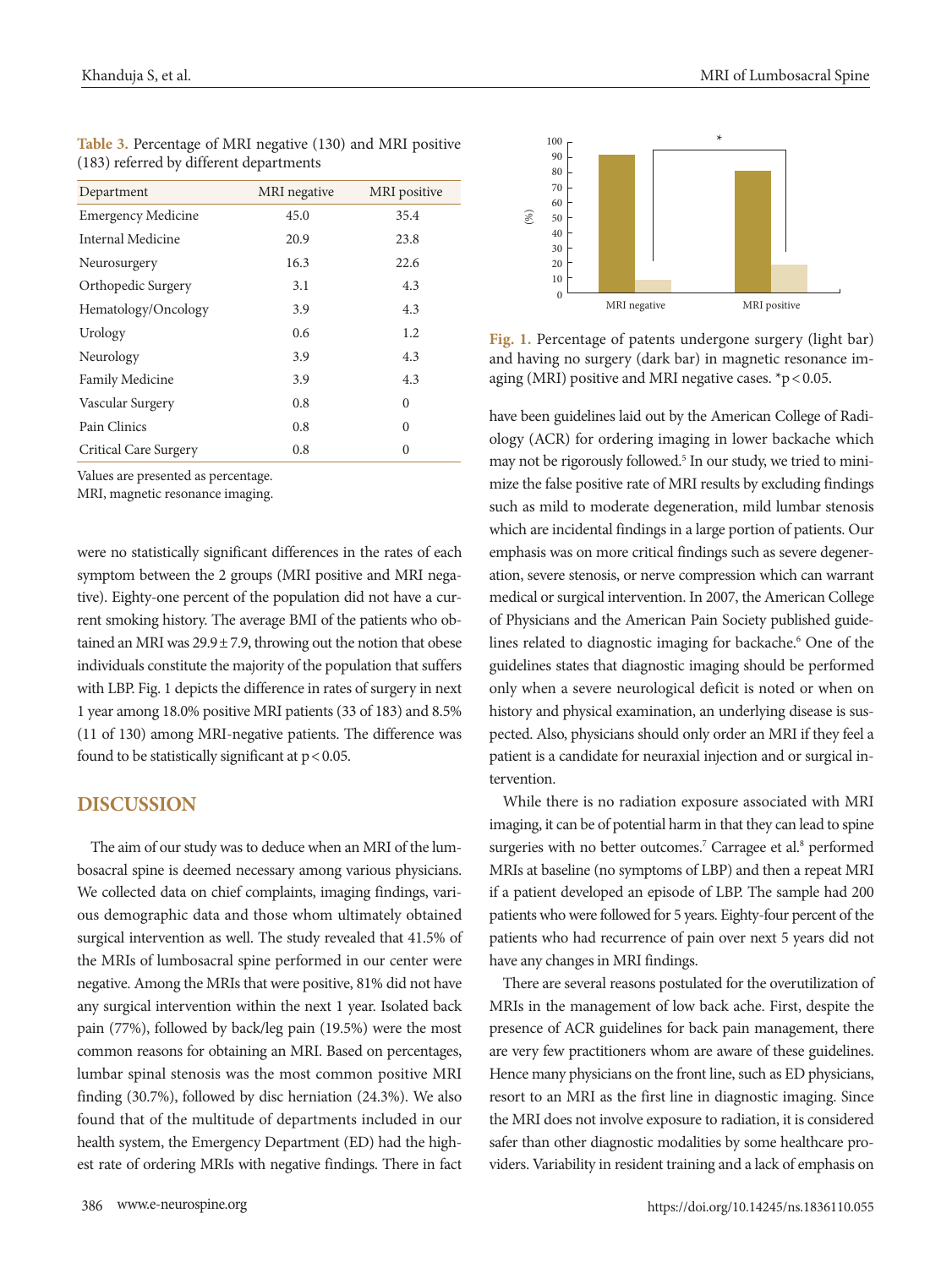**Table 3.** Percentage of MRI negative (130) and MRI positive (183) referred by different departments

| Department | MRI negative | MRI positive |
|---|---|---|
| Emergency Medicine | 45.0 | 35.4 |
| Internal Medicine | 20.9 | 23.8 |
| Neurosurgery | 16.3 | 22.6 |
| Orthopedic Surgery | 3.1 | 4.3 |
| Hematology/Oncology | 3.9 | 4.3 |
| Urology | 0.6 | 1.2 |
| Neurology | 3.9 | 4.3 |
| Family Medicine | 3.9 | 4.3 |
| Vascular Surgery | 0.8 | 0 |
| Pain Clinics | 0.8 | 0 |
| Critical Care Surgery | 0.8 | 0 |

Values are presented as percentage.
MRI, magnetic resonance imaging.

were no statistically significant differences in the rates of each symptom between the 2 groups (MRI positive and MRI negative). Eighty-one percent of the population did not have a current smoking history. The average BMI of the patients who obtained an MRI was 29.9 ± 7.9, throwing out the notion that obese individuals constitute the majority of the population that suffers with LBP. Fig. 1 depicts the difference in rates of surgery in next 1 year among 18.0% positive MRI patients (33 of 183) and 8.5% (11 of 130) among MRI-negative patients. The difference was found to be statistically significant at $p < 0.05$.

## DISCUSSION

The aim of our study was to deduce when an MRI of the lumbosacral spine is deemed necessary among various physicians. We collected data on chief complaints, imaging findings, various demographic data and those whom ultimately obtained surgical intervention as well. The study revealed that 41.5% of the MRIs of lumbosacral spine performed in our center were negative. Among the MRIs that were positive, 81% did not have any surgical intervention within the next 1 year. Isolated back pain (77%), followed by back/leg pain (19.5%) were the most common reasons for obtaining an MRI. Based on percentages, lumbar spinal stenosis was the most common positive MRI finding (30.7%), followed by disc herniation (24.3%). We also found that of the multitude of departments included in our health system, the Emergency Department (ED) had the highest rate of ordering MRIs with negative findings. There in fact

**Fig. 1.** Percentage of patents undergone surgery (light bar) and having no surgery (dark bar) in magnetic resonance imaging (MRI) positive and MRI negative cases. *$p < 0.05$.

have been guidelines laid out by the American College of Radiology (ACR) for ordering imaging in lower backache which may not be rigorously followed.[5] In our study, we tried to minimize the false positive rate of MRI results by excluding findings such as mild to moderate degeneration, mild lumbar stenosis which are incidental findings in a large portion of patients. Our emphasis was on more critical findings such as severe degeneration, severe stenosis, or nerve compression which can warrant medical or surgical intervention. In 2007, the American College of Physicians and the American Pain Society published guidelines related to diagnostic imaging for backache.[6] One of the guidelines states that diagnostic imaging should be performed only when a severe neurological deficit is noted or when on history and physical examination, an underlying disease is suspected. Also, physicians should only order an MRI if they feel a patient is a candidate for neuraxial injection and or surgical intervention.

While there is no radiation exposure associated with MRI imaging, it can be of potential harm in that they can lead to spine surgeries with no better outcomes.[7] Carragee et al.[8] performed MRIs at baseline (no symptoms of LBP) and then a repeat MRI if a patient developed an episode of LBP. The sample had 200 patients who were followed for 5 years. Eighty-four percent of the patients who had recurrence of pain over next 5 years did not have any changes in MRI findings.

There are several reasons postulated for the overutilization of MRIs in the management of low back ache. First, despite the presence of ACR guidelines for back pain management, there are very few practitioners whom are aware of these guidelines. Hence many physicians on the front line, such as ED physicians, resort to an MRI as the first line in diagnostic imaging. Since the MRI does not involve exposure to radiation, it is considered safer than other diagnostic modalities by some healthcare providers. Variability in resident training and a lack of emphasis on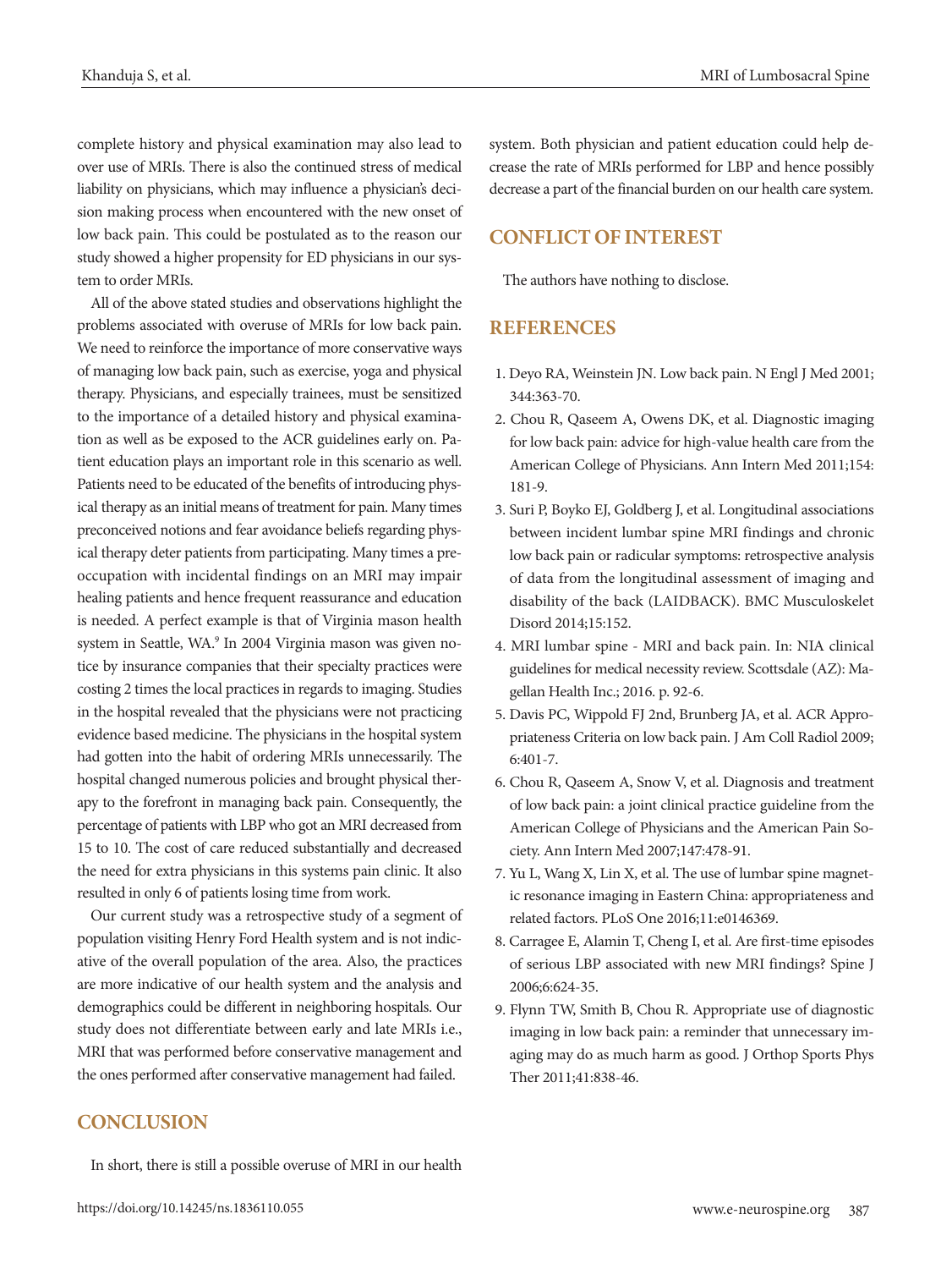complete history and physical examination may also lead to over use of MRIs. There is also the continued stress of medical liability on physicians, which may influence a physician's decision making process when encountered with the new onset of low back pain. This could be postulated as to the reason our study showed a higher propensity for ED physicians in our system to order MRIs.

All of the above stated studies and observations highlight the problems associated with overuse of MRIs for low back pain. We need to reinforce the importance of more conservative ways of managing low back pain, such as exercise, yoga and physical therapy. Physicians, and especially trainees, must be sensitized to the importance of a detailed history and physical examination as well as be exposed to the ACR guidelines early on. Patient education plays an important role in this scenario as well. Patients need to be educated of the benefits of introducing physical therapy as an initial means of treatment for pain. Many times preconceived notions and fear avoidance beliefs regarding physical therapy deter patients from participating. Many times a preoccupation with incidental findings on an MRI may impair healing patients and hence frequent reassurance and education is needed. A perfect example is that of Virginia mason health system in Seattle, WA.[9] In 2004 Virginia mason was given notice by insurance companies that their specialty practices were costing 2 times the local practices in regards to imaging. Studies in the hospital revealed that the physicians were not practicing evidence based medicine. The physicians in the hospital system had gotten into the habit of ordering MRIs unnecessarily. The hospital changed numerous policies and brought physical therapy to the forefront in managing back pain. Consequently, the percentage of patients with LBP who got an MRI decreased from 15 to 10. The cost of care reduced substantially and decreased the need for extra physicians in this systems pain clinic. It also resulted in only 6 of patients losing time from work.

Our current study was a retrospective study of a segment of population visiting Henry Ford Health system and is not indicative of the overall population of the area. Also, the practices are more indicative of our health system and the analysis and demographics could be different in neighboring hospitals. Our study does not differentiate between early and late MRIs i.e., MRI that was performed before conservative management and the ones performed after conservative management had failed.

## CONCLUSION

In short, there is still a possible overuse of MRI in our health system. Both physician and patient education could help decrease the rate of MRIs performed for LBP and hence possibly decrease a part of the financial burden on our health care system.

## CONFLICT OF INTEREST

The authors have nothing to disclose.

## REFERENCES

1. Deyo RA, Weinstein JN. Low back pain. N Engl J Med 2001; 344:363-70.
2. Chou R, Qaseem A, Owens DK, et al. Diagnostic imaging for low back pain: advice for high-value health care from the American College of Physicians. Ann Intern Med 2011;154: 181-9.
3. Suri P, Boyko EJ, Goldberg J, et al. Longitudinal associations between incident lumbar spine MRI findings and chronic low back pain or radicular symptoms: retrospective analysis of data from the longitudinal assessment of imaging and disability of the back (LAIDBACK). BMC Musculoskelet Disord 2014;15:152.
4. MRI lumbar spine - MRI and back pain. In: NIA clinical guidelines for medical necessity review. Scottsdale (AZ): Magellan Health Inc.; 2016. p. 92-6.
5. Davis PC, Wippold FJ 2nd, Brunberg JA, et al. ACR Appropriateness Criteria on low back pain. J Am Coll Radiol 2009; 6:401-7.
6. Chou R, Qaseem A, Snow V, et al. Diagnosis and treatment of low back pain: a joint clinical practice guideline from the American College of Physicians and the American Pain Society. Ann Intern Med 2007;147:478-91.
7. Yu L, Wang X, Lin X, et al. The use of lumbar spine magnetic resonance imaging in Eastern China: appropriateness and related factors. PLoS One 2016;11:e0146369.
8. Carragee E, Alamin T, Cheng I, et al. Are first-time episodes of serious LBP associated with new MRI findings? Spine J 2006;6:624-35.
9. Flynn TW, Smith B, Chou R. Appropriate use of diagnostic imaging in low back pain: a reminder that unnecessary imaging may do as much harm as good. J Orthop Sports Phys Ther 2011;41:838-46.